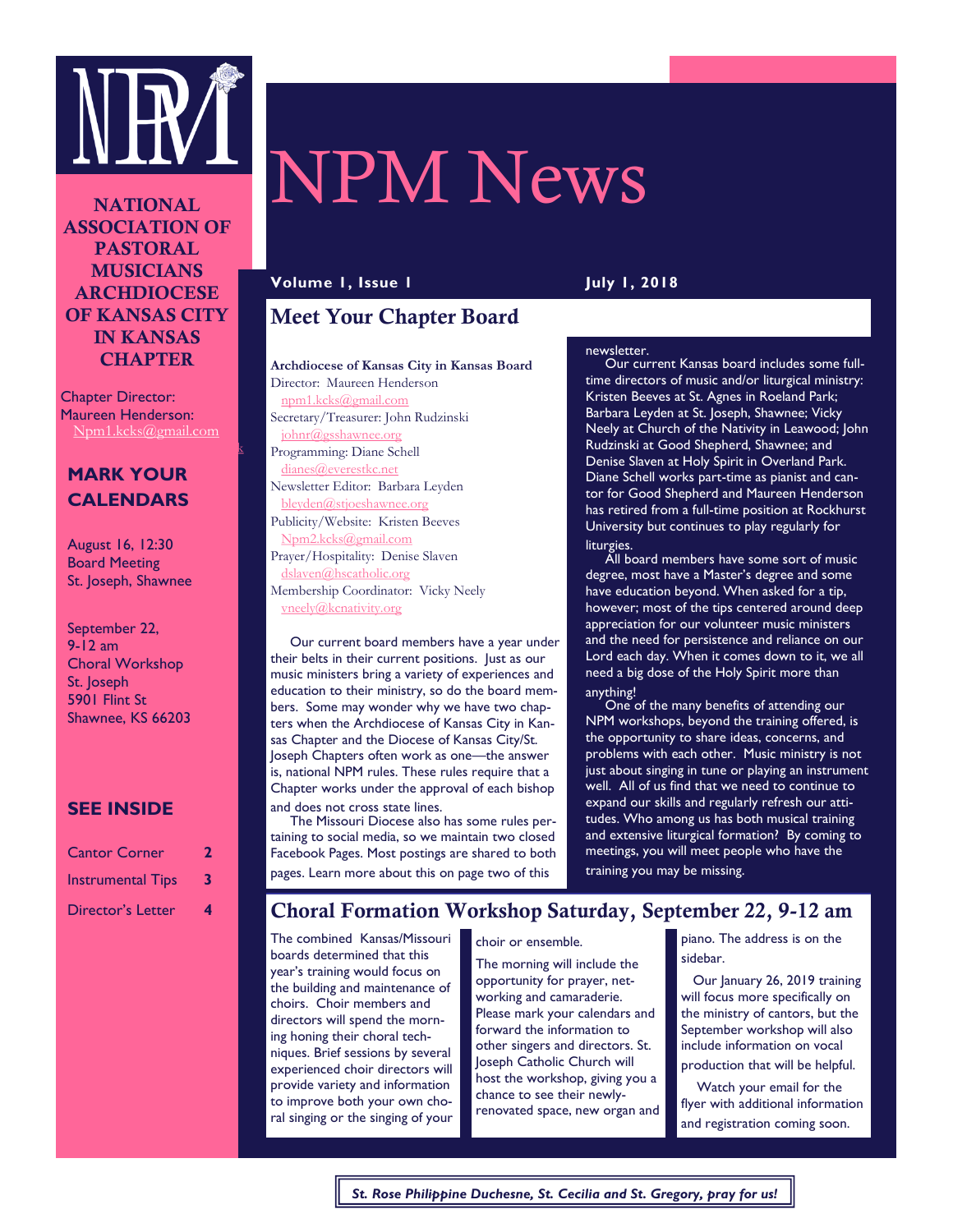# NPM News

**Volume 1, Issue 1** **July 1, 2018**

**NATIONAL ASSOCIATION OF PASTORAL MUSICIANS ARCHDIOCESE OF KANSAS CITY IN KANSAS CHAPTER**

Chapter Director:
Maureen Henderson:
Npm1.kcks@gmail.com

### MARK YOUR CALENDARS

August 16, 12:30
Board Meeting
St. Joseph, Shawnee

September 22,
9-12 am
Choral Workshop
St. Joseph
5901 Flint St
Shawnee, KS 66203

### SEE INSIDE

| | |
|---|---|
| Cantor Corner | 2 |
| Instrumental Tips | 3 |
| Director's Letter | 4 |

## Meet Your Chapter Board

**Archdiocese of Kansas City in Kansas Board**

Director: Maureen Henderson
npm1.kcks@gmail.com
Secretary/Treasurer: John Rudzinski
johnr@gsshawnee.org
Programming: Diane Schell
dianes@everestkc.net
Newsletter Editor: Barbara Leyden
bleyden@stjoeshawnee.org
Publicity/Website: Kristen Beeves
Npm2.kcks@gmail.com
Prayer/Hospitality: Denise Slaven
dslaven@hscatholic.org
Membership Coordinator: Vicky Neely
vneely@kcnativity.org

Our current board members have a year under their belts in their current positions. Just as our music ministers bring a variety of experiences and education to their ministry, so do the board members. Some may wonder why we have two chapters when the Archdiocese of Kansas City in Kansas Chapter and the Diocese of Kansas City/St. Joseph Chapters often work as one—the answer is, national NPM rules. These rules require that a Chapter works under the approval of each bishop and does not cross state lines.

The Missouri Diocese also has some rules pertaining to social media, so we maintain two closed Facebook Pages. Most postings are shared to both pages. Learn more about this on page two of this newsletter.

Our current Kansas board includes some full-time directors of music and/or liturgical ministry: Kristen Beeves at St. Agnes in Roeland Park; Barbara Leyden at St. Joseph, Shawnee; Vicky Neely at Church of the Nativity in Leawood; John Rudzinski at Good Shepherd, Shawnee; and Denise Slaven at Holy Spirit in Overland Park. Diane Schell works part-time as pianist and cantor for Good Shepherd and Maureen Henderson has retired from a full-time position at Rockhurst University but continues to play regularly for liturgies.

All board members have some sort of music degree, most have a Master's degree and some have education beyond. When asked for a tip, however; most of the tips centered around deep appreciation for our volunteer music ministers and the need for persistence and reliance on our Lord each day. When it comes down to it, we all need a big dose of the Holy Spirit more than anything!

One of the many benefits of attending our NPM workshops, beyond the training offered, is the opportunity to share ideas, concerns, and problems with each other. Music ministry is not just about singing in tune or playing an instrument well. All of us find that we need to continue to expand our skills and regularly refresh our attitudes. Who among us has both musical training and extensive liturgical formation? By coming to meetings, you will meet people who have the training you may be missing.

## Choral Formation Workshop Saturday, September 22, 9-12 am

The combined Kansas/Missouri boards determined that this year's training would focus on the building and maintenance of choirs. Choir members and directors will spend the morning honing their choral techniques. Brief sessions by several experienced choir directors will provide variety and information to improve both your own choral singing or the singing of your choir or ensemble.

The morning will include the opportunity for prayer, networking and camaraderie. Please mark your calendars and forward the information to other singers and directors. St. Joseph Catholic Church will host the workshop, giving you a chance to see their newly-renovated space, new organ and piano. The address is on the sidebar.

Our January 26, 2019 training will focus more specifically on the ministry of cantors, but the September workshop will also include information on vocal production that will be helpful.

Watch your email for the flyer with additional information and registration coming soon.

*St. Rose Philippine Duchesne, St. Cecilia and St. Gregory, pray for us!*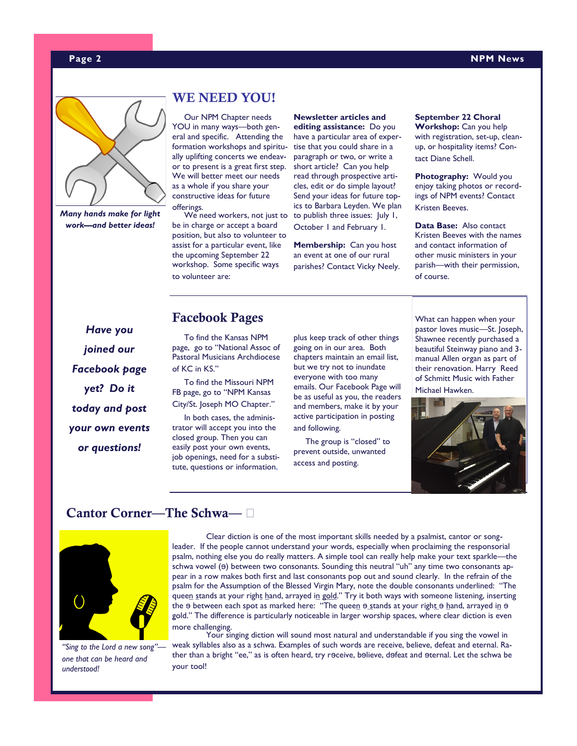## WE NEED YOU!

*Many hands make for light work—and better ideas!*

Our NPM Chapter needs YOU in many ways—both general and specific. Attending the formation workshops and spiritually uplifting concerts we endeavor to present is a great first step. We will better meet our needs as a whole if you share your constructive ideas for future offerings.

We need workers, not just to be in charge or accept a board position, but also to volunteer to assist for a particular event, like the upcoming September 22 workshop. Some specific ways to volunteer are:

**Newsletter articles and editing assistance:** Do you have a particular area of expertise that you could share in a paragraph or two, or write a short article? Can you help read through prospective articles, edit or do simple layout? Send your ideas for future topics to Barbara Leyden. We plan to publish three issues: July 1, October 1 and February 1.

**Membership:** Can you host an event at one of our rural parishes? Contact Vicky Neely.

**September 22 Choral Workshop:** Can you help with registration, set-up, clean-up, or hospitality items? Contact Diane Schell.

**Photography:** Would you enjoy taking photos or recordings of NPM events? Contact Kristen Beeves.

**Data Base:** Also contact Kristen Beeves with the names and contact information of other music ministers in your parish—with their permission, of course.

## Facebook Pages

***Have you joined our Facebook page yet? Do it today and post your own events or questions!***

To find the Kansas NPM page, go to "National Assoc of Pastoral Musicians Archdiocese of KC in KS."

To find the Missouri NPM FB page, go to "NPM Kansas City/St. Joseph MO Chapter."

In both cases, the administrator will accept you into the closed group. Then you can easily post your own events, job openings, need for a substitute, questions or information, plus keep track of other things going on in our area. Both chapters maintain an email list, but we try not to inundate everyone with too many emails. Our Facebook Page will be as useful as you, the readers and members, make it by your active participation in posting and following.

The group is "closed" to prevent outside, unwanted access and posting.

What can happen when your pastor loves music—St. Joseph, Shawnee recently purchased a beautiful Steinway piano and 3-manual Allen organ as part of their renovation. Harry Reed of Schmitt Music with Father Michael Hawken.

## Cantor Corner—The Schwa— ə

*"Sing to the Lord a new song"—one that can be heard and understood!*

Clear diction is one of the most important skills needed by a psalmist, cantor or song-leader. If the people cannot understand your words, especially when proclaiming the responsorial psalm, nothing else you do really matters. A simple tool can really help make your text sparkle—the schwa vowel (ə) between two consonants. Sounding this neutral "uh" any time two consonants appear in a row makes both first and last consonants pop out and sound clearly. In the refrain of the psalm for the Assumption of the Blessed Virgin Mary, note the double consonants underlined: "The quee<u>n</u> <u>s</u>tands at your righ<u>t</u> <u>h</u>and, arrayed <u>in</u> <u>g</u>old." Try it both ways with someone listening, inserting the ə between each spot as marked here: "The quee<u>n</u> ə <u>s</u>tands at your righ<u>t</u> ə <u>h</u>and, arrayed <u>in</u> ə gold." The difference is particularly noticeable in larger worship spaces, where clear diction is even more challenging.

Your singing diction will sound most natural and understandable if you sing the vowel in weak syllables also as a schwa. Examples of such words are receive, believe, defeat and eternal. Rather than a bright "ee," as is often heard, try rəceive, bəlieve, dəfeat and əternal. Let the schwa be your tool!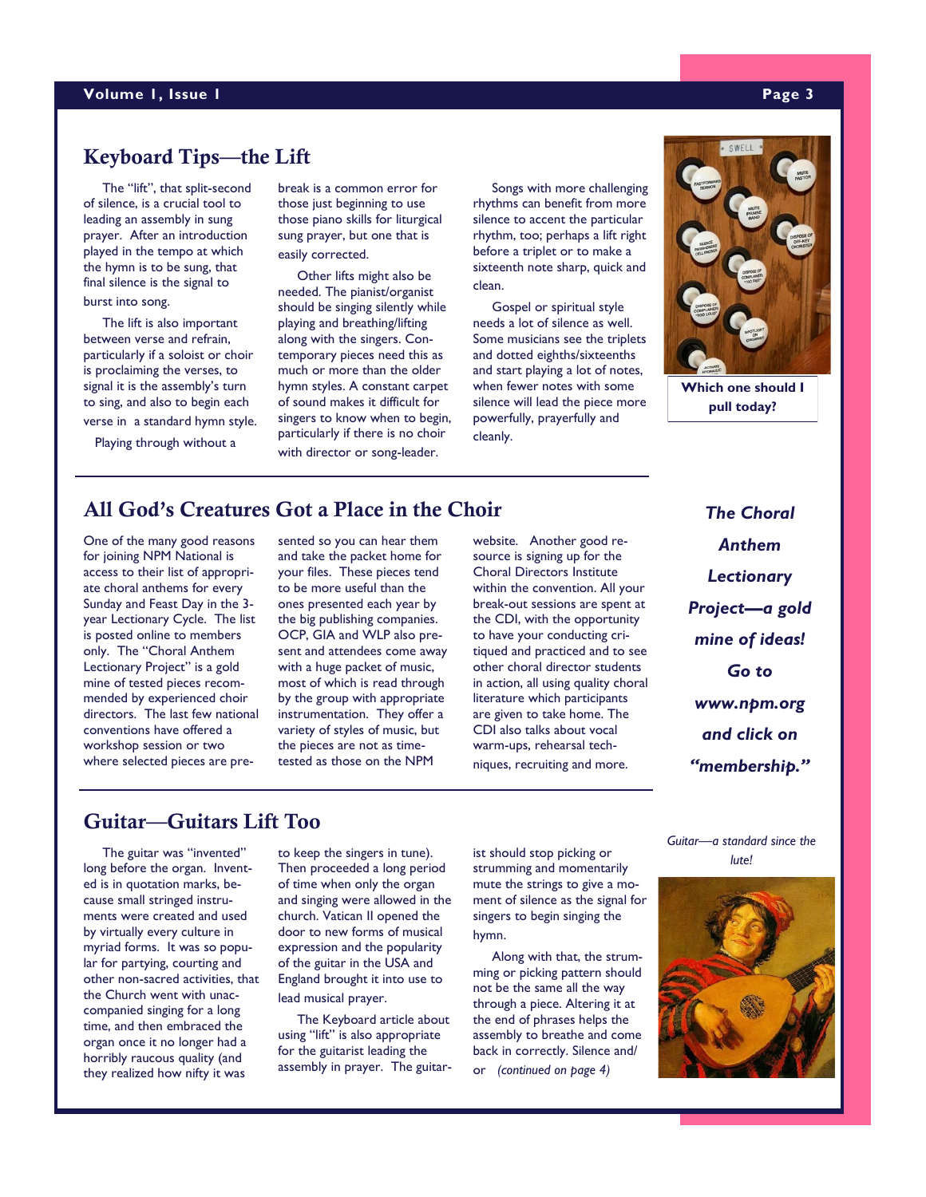## Keyboard Tips—the Lift

The "lift", that split-second of silence, is a crucial tool to leading an assembly in sung prayer. After an introduction played in the tempo at which the hymn is to be sung, that final silence is the signal to burst into song.

The lift is also important between verse and refrain, particularly if a soloist or choir is proclaiming the verses, to signal it is the assembly's turn to sing, and also to begin each verse in a standard hymn style.

Playing through without a break is a common error for those just beginning to use those piano skills for liturgical sung prayer, but one that is easily corrected.

Other lifts might also be needed. The pianist/organist should be singing silently while playing and breathing/lifting along with the singers. Contemporary pieces need this as much or more than the older hymn styles. A constant carpet of sound makes it difficult for singers to know when to begin, particularly if there is no choir with director or song-leader.

Songs with more challenging rhythms can benefit from more silence to accent the particular rhythm, too; perhaps a lift right before a triplet or to make a sixteenth note sharp, quick and clean.

Gospel or spiritual style needs a lot of silence as well. Some musicians see the triplets and dotted eighths/sixteenths and start playing a lot of notes, when fewer notes with some silence will lead the piece more powerfully, prayerfully and cleanly.

**Which one should I pull today?**

## All God's Creatures Got a Place in the Choir

One of the many good reasons for joining NPM National is access to their list of appropriate choral anthems for every Sunday and Feast Day in the 3-year Lectionary Cycle. The list is posted online to members only. The "Choral Anthem Lectionary Project" is a gold mine of tested pieces recommended by experienced choir directors. The last few national conventions have offered a workshop session or two where selected pieces are presented so you can hear them and take the packet home for your files. These pieces tend to be more useful than the ones presented each year by the big publishing companies. OCP, GIA and WLP also present and attendees come away with a huge packet of music, most of which is read through by the group with appropriate instrumentation. They offer a variety of styles of music, but the pieces are not as time-tested as those on the NPM website. Another good resource is signing up for the Choral Directors Institute within the convention. All your break-out sessions are spent at the CDI, with the opportunity to have your conducting critiqued and practiced and to see other choral director students in action, all using quality choral literature which participants are given to take home. The CDI also talks about vocal warm-ups, rehearsal techniques, recruiting and more.

***The Choral Anthem Lectionary Project—a gold mine of ideas! Go to www.npm.org and click on "membership."***

## Guitar—Guitars Lift Too

The guitar was "invented" long before the organ. Invented is in quotation marks, because small stringed instruments were created and used by virtually every culture in myriad forms. It was so popular for partying, courting and other non-sacred activities, that the Church went with unaccompanied singing for a long time, and then embraced the organ once it no longer had a horribly raucous quality (and they realized how nifty it was to keep the singers in tune). Then proceeded a long period of time when only the organ and singing were allowed in the church. Vatican II opened the door to new forms of musical expression and the popularity of the guitar in the USA and England brought it into use to lead musical prayer.

The Keyboard article about using "lift" is also appropriate for the guitarist leading the assembly in prayer. The guitarist should stop picking or strumming and momentarily mute the strings to give a moment of silence as the signal for singers to begin singing the hymn.

Along with that, the strumming or picking pattern should not be the same all the way through a piece. Altering it at the end of phrases helps the assembly to breathe and come back in correctly. Silence and/or *(continued on page 4)*

*Guitar—a standard since the lute!*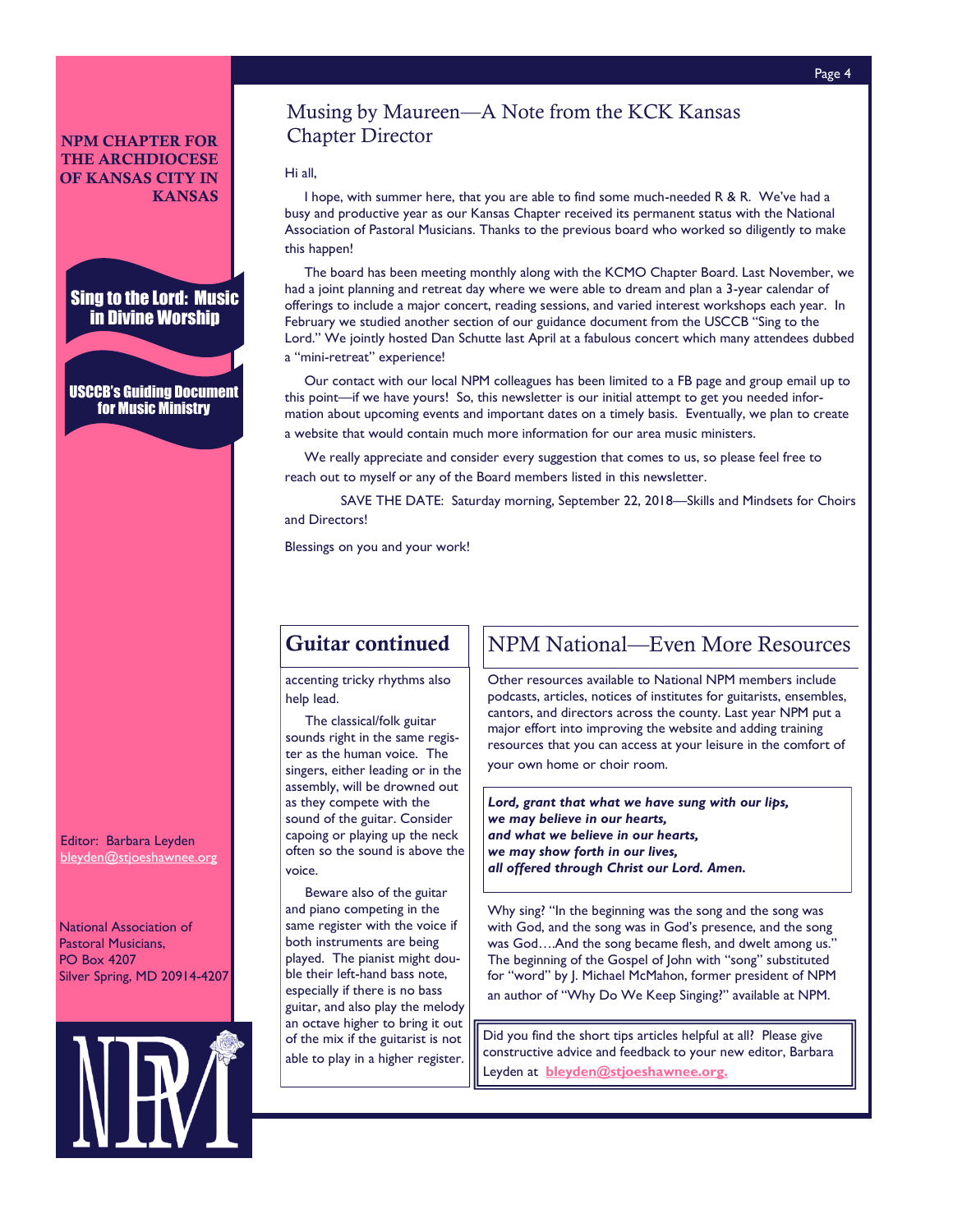**NPM CHAPTER FOR THE ARCHDIOCESE OF KANSAS CITY IN KANSAS**

**Sing to the Lord: Music in Divine Worship**

**USCCB's Guiding Document for Music Ministry**

## Musing by Maureen—A Note from the KCK Kansas Chapter Director

Hi all,

I hope, with summer here, that you are able to find some much-needed R & R. We've had a busy and productive year as our Kansas Chapter received its permanent status with the National Association of Pastoral Musicians. Thanks to the previous board who worked so diligently to make this happen!

The board has been meeting monthly along with the KCMO Chapter Board. Last November, we had a joint planning and retreat day where we were able to dream and plan a 3-year calendar of offerings to include a major concert, reading sessions, and varied interest workshops each year. In February we studied another section of our guidance document from the USCCB "Sing to the Lord." We jointly hosted Dan Schutte last April at a fabulous concert which many attendees dubbed a "mini-retreat" experience!

Our contact with our local NPM colleagues has been limited to a FB page and group email up to this point—if we have yours! So, this newsletter is our initial attempt to get you needed information about upcoming events and important dates on a timely basis. Eventually, we plan to create a website that would contain much more information for our area music ministers.

We really appreciate and consider every suggestion that comes to us, so please feel free to reach out to myself or any of the Board members listed in this newsletter.

SAVE THE DATE: Saturday morning, September 22, 2018—Skills and Mindsets for Choirs and Directors!

Blessings on you and your work!

## Guitar continued

accenting tricky rhythms also help lead.

The classical/folk guitar sounds right in the same register as the human voice. The singers, either leading or in the assembly, will be drowned out as they compete with the sound of the guitar. Consider capoing or playing up the neck often so the sound is above the voice.

Beware also of the guitar and piano competing in the same register with the voice if both instruments are being played. The pianist might double their left-hand bass note, especially if there is no bass guitar, and also play the melody an octave higher to bring it out of the mix if the guitarist is not able to play in a higher register.

## NPM National—Even More Resources

Other resources available to National NPM members include podcasts, articles, notices of institutes for guitarists, ensembles, cantors, and directors across the county. Last year NPM put a major effort into improving the website and adding training resources that you can access at your leisure in the comfort of your own home or choir room.

***Lord, grant that what we have sung with our lips,***
***we may believe in our hearts,***
***and what we believe in our hearts,***
***we may show forth in our lives,***
***all offered through Christ our Lord. Amen.***

Why sing? "In the beginning was the song and the song was with God, and the song was in God's presence, and the song was God….And the song became flesh, and dwelt among us." The beginning of the Gospel of John with "song" substituted for "word" by J. Michael McMahon, former president of NPM an author of "Why Do We Keep Singing?" available at NPM.

Did you find the short tips articles helpful at all? Please give constructive advice and feedback to your new editor, Barbara Leyden at **bleyden@stjoeshawnee.org.**

Editor: Barbara Leyden
bleyden@stjoeshawnee.org

National Association of Pastoral Musicians,
PO Box 4207
Silver Spring, MD 20914-4207